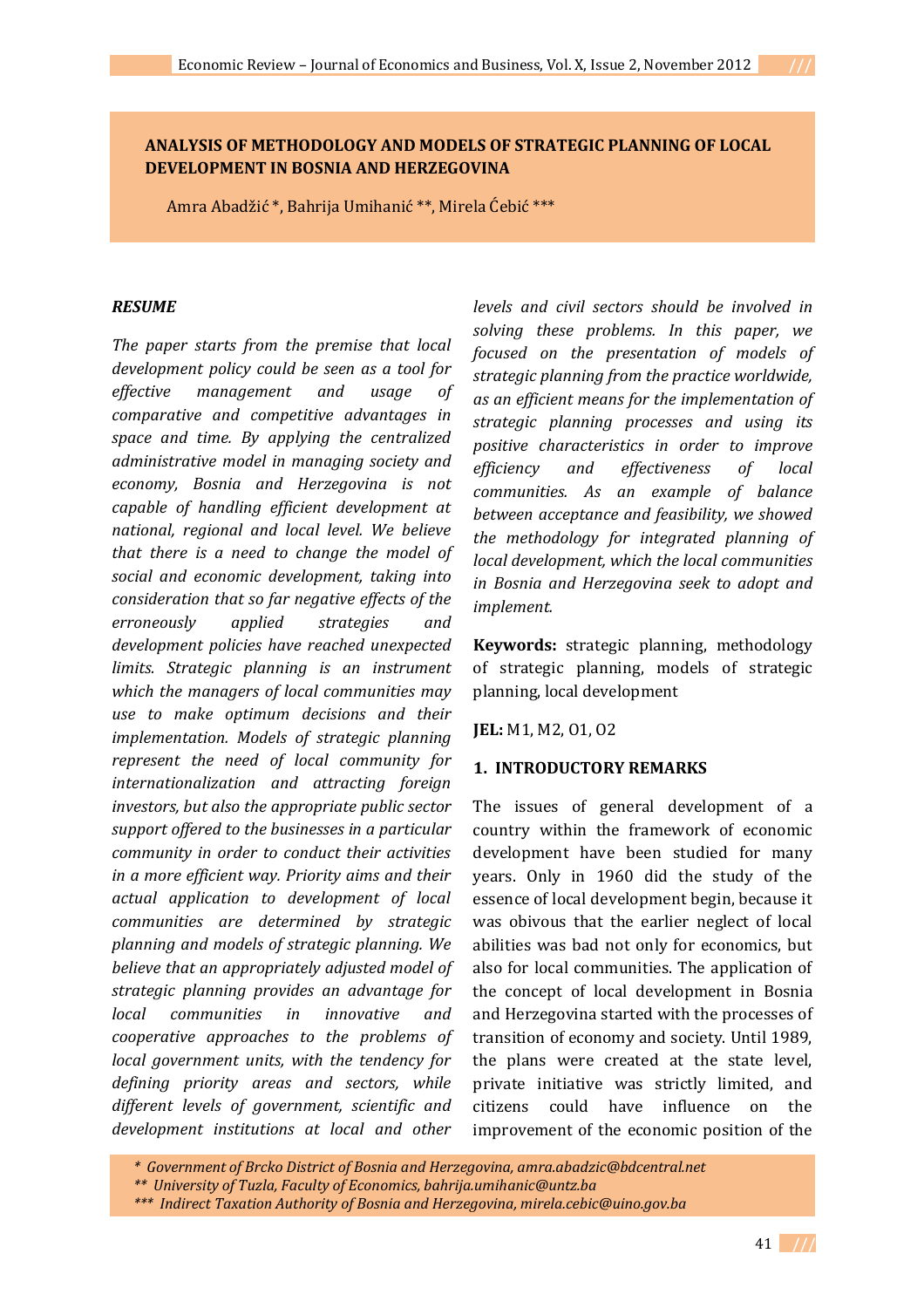# ANALYSIS OF METHODOLOGY AND MODELS OF STRATEGIC PLANNING OF LOCAL DEVELOPMENT IN BOSNIA AND HERZEGOVINA

Amra Abadžić *, Bahrija Umihanić **, Mirela Ćebić ***

### *RESUME*

*The paper starts from the premise that local development policy could be seen as a tool for effective management and usage of comparative and competitive advantages in space and time. By applying the centralized administrative model in managing society and economy, Bosnia and Herzegovina is not capable of handling efficient development at national, regional and local level. We believe that there is a need to change the model of social and economic development, taking into consideration that so far negative effects of the erroneously applied strategies and development policies have reached unexpected limits. Strategic planning is an instrument which the managers of local communities may use to make optimum decisions and their implementation. Models of strategic planning represent the need of local community for internationalization and attracting foreign investors, but also the appropriate public sector support offered to the businesses in a particular community in order to conduct their activities in a more efficient way. Priority aims and their actual application to development of local communities are determined by strategic planning and models of strategic planning. We believe that an appropriately adjusted model of strategic planning provides an advantage for local communities in innovative and cooperative approaches to the problems of local government units, with the tendency for defining priority areas and sectors, while different levels of government, scientific and development institutions at local and other levels and civil sectors should be involved in solving these problems. In this paper, we focused on the presentation of models of strategic planning from the practice worldwide, as an efficient means for the implementation of strategic planning processes and using its positive characteristics in order to improve efficiency and effectiveness of local communities. As an example of balance between acceptance and feasibility, we showed the methodology for integrated planning of local development, which the local communities in Bosnia and Herzegovina seek to adopt and implement.*

**Keywords:** strategic planning, methodology of strategic planning, models of strategic planning, local development

**JEL:** M1, M2, O1, O2

## 1. INTRODUCTORY REMARKS

The issues of general development of a country within the framework of economic development have been studied for many years. Only in 1960 did the study of the essence of local development begin, because it was obivous that the earlier neglect of local abilities was bad not only for economics, but also for local communities. The application of the concept of local development in Bosnia and Herzegovina started with the processes of transition of economy and society. Until 1989, the plans were created at the state level, private initiative was strictly limited, and citizens could have influence on the improvement of the economic position of the

*\* Government of Brcko District of Bosnia and Herzegovina, amra.abadzic@bdcentral.net*
*\*\* University of Tuzla, Faculty of Economics, bahrija.umihanic@untz.ba*
*\*\*\* Indirect Taxation Authority of Bosnia and Herzegovina, mirela.cebic@uino.gov.ba*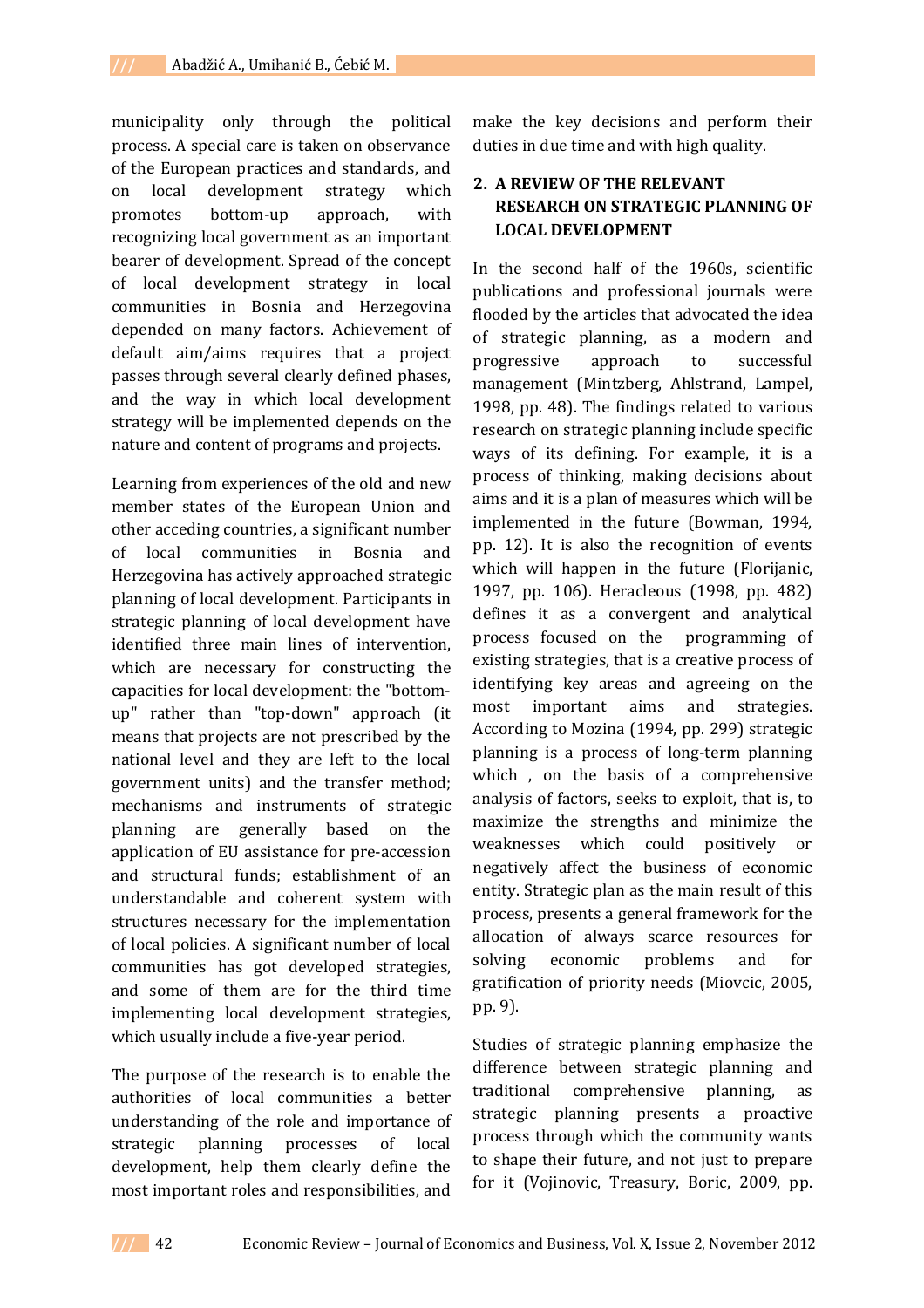municipality only through the political process. A special care is taken on observance of the European practices and standards, and on local development strategy which promotes bottom-up approach, with recognizing local government as an important bearer of development. Spread of the concept of local development strategy in local communities in Bosnia and Herzegovina depended on many factors. Achievement of default aim/aims requires that a project passes through several clearly defined phases, and the way in which local development strategy will be implemented depends on the nature and content of programs and projects.

Learning from experiences of the old and new member states of the European Union and other acceding countries, a significant number of local communities in Bosnia and Herzegovina has actively approached strategic planning of local development. Participants in strategic planning of local development have identified three main lines of intervention, which are necessary for constructing the capacities for local development: the "bottom-up" rather than "top-down" approach (it means that projects are not prescribed by the national level and they are left to the local government units) and the transfer method; mechanisms and instruments of strategic planning are generally based on the application of EU assistance for pre-accession and structural funds; establishment of an understandable and coherent system with structures necessary for the implementation of local policies. A significant number of local communities has got developed strategies, and some of them are for the third time implementing local development strategies, which usually include a five-year period.

The purpose of the research is to enable the authorities of local communities a better understanding of the role and importance of strategic planning processes of local development, help them clearly define the most important roles and responsibilities, and make the key decisions and perform their duties in due time and with high quality.

## 2. A REVIEW OF THE RELEVANT RESEARCH ON STRATEGIC PLANNING OF LOCAL DEVELOPMENT

In the second half of the 1960s, scientific publications and professional journals were flooded by the articles that advocated the idea of strategic planning, as a modern and progressive approach to successful management (Mintzberg, Ahlstrand, Lampel, 1998, pp. 48). The findings related to various research on strategic planning include specific ways of its defining. For example, it is a process of thinking, making decisions about aims and it is a plan of measures which will be implemented in the future (Bowman, 1994, pp. 12). It is also the recognition of events which will happen in the future (Florijanic, 1997, pp. 106). Heracleous (1998, pp. 482) defines it as a convergent and analytical process focused on the programming of existing strategies, that is a creative process of identifying key areas and agreeing on the most important aims and strategies. According to Mozina (1994, pp. 299) strategic planning is a process of long-term planning which , on the basis of a comprehensive analysis of factors, seeks to exploit, that is, to maximize the strengths and minimize the weaknesses which could positively or negatively affect the business of economic entity. Strategic plan as the main result of this process, presents a general framework for the allocation of always scarce resources for solving economic problems and for gratification of priority needs (Miovcic, 2005, pp. 9).

Studies of strategic planning emphasize the difference between strategic planning and traditional comprehensive planning, as strategic planning presents a proactive process through which the community wants to shape their future, and not just to prepare for it (Vojinovic, Treasury, Boric, 2009, pp.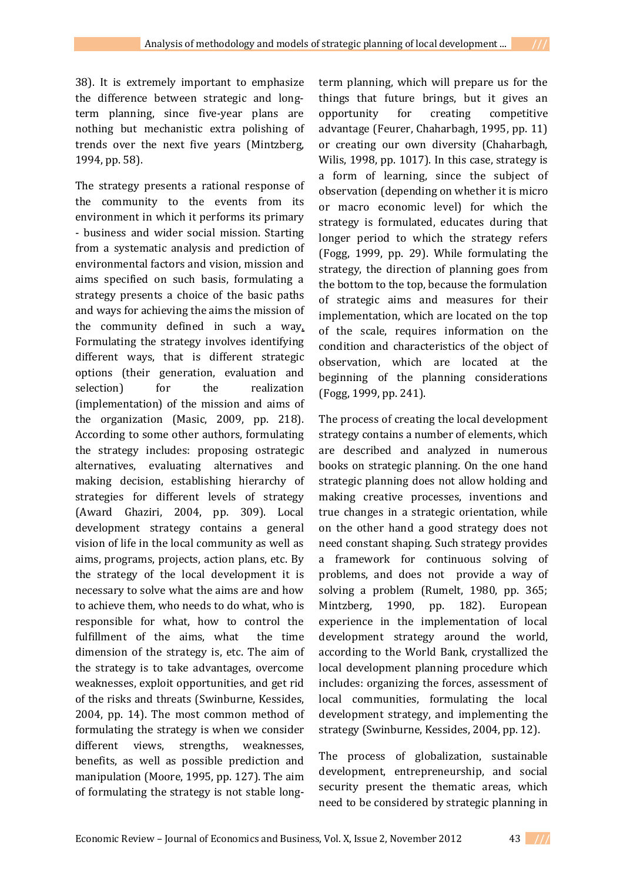38). It is extremely important to emphasize the difference between strategic and long-term planning, since five-year plans are nothing but mechanistic extra polishing of trends over the next five years (Mintzberg, 1994, pp. 58).

The strategy presents a rational response of the community to the events from its environment in which it performs its primary - business and wider social mission. Starting from a systematic analysis and prediction of environmental factors and vision, mission and aims specified on such basis, formulating a strategy presents a choice of the basic paths and ways for achieving the aims the mission of the community defined in such a way. Formulating the strategy involves identifying different ways, that is different strategic options (their generation, evaluation and selection) for the realization (implementation) of the mission and aims of the organization (Masic, 2009, pp. 218). According to some other authors, formulating the strategy includes: proposing ostrategic alternatives, evaluating alternatives and making decision, establishing hierarchy of strategies for different levels of strategy (Award Ghaziri, 2004, pp. 309). Local development strategy contains a general vision of life in the local community as well as aims, programs, projects, action plans, etc. By the strategy of the local development it is necessary to solve what the aims are and how to achieve them, who needs to do what, who is responsible for what, how to control the fulfillment of the aims, what the time dimension of the strategy is, etc. The aim of the strategy is to take advantages, overcome weaknesses, exploit opportunities, and get rid of the risks and threats (Swinburne, Kessides, 2004, pp. 14). The most common method of formulating the strategy is when we consider different views, strengths, weaknesses, benefits, as well as possible prediction and manipulation (Moore, 1995, pp. 127). The aim of formulating the strategy is not stable long-term planning, which will prepare us for the things that future brings, but it gives an opportunity for creating competitive advantage (Feurer, Chaharbagh, 1995, pp. 11) or creating our own diversity (Chaharbagh, Wilis, 1998, pp. 1017). In this case, strategy is a form of learning, since the subject of observation (depending on whether it is micro or macro economic level) for which the strategy is formulated, educates during that longer period to which the strategy refers (Fogg, 1999, pp. 29). While formulating the strategy, the direction of planning goes from the bottom to the top, because the formulation of strategic aims and measures for their implementation, which are located on the top of the scale, requires information on the condition and characteristics of the object of observation, which are located at the beginning of the planning considerations (Fogg, 1999, pp. 241).

The process of creating the local development strategy contains a number of elements, which are described and analyzed in numerous books on strategic planning. On the one hand strategic planning does not allow holding and making creative processes, inventions and true changes in a strategic orientation, while on the other hand a good strategy does not need constant shaping. Such strategy provides a framework for continuous solving of problems, and does not provide a way of solving a problem (Rumelt, 1980, pp. 365; Mintzberg, 1990, pp. 182). European experience in the implementation of local development strategy around the world, according to the World Bank, crystallized the local development planning procedure which includes: organizing the forces, assessment of local communities, formulating the local development strategy, and implementing the strategy (Swinburne, Kessides, 2004, pp. 12).

The process of globalization, sustainable development, entrepreneurship, and social security present the thematic areas, which need to be considered by strategic planning in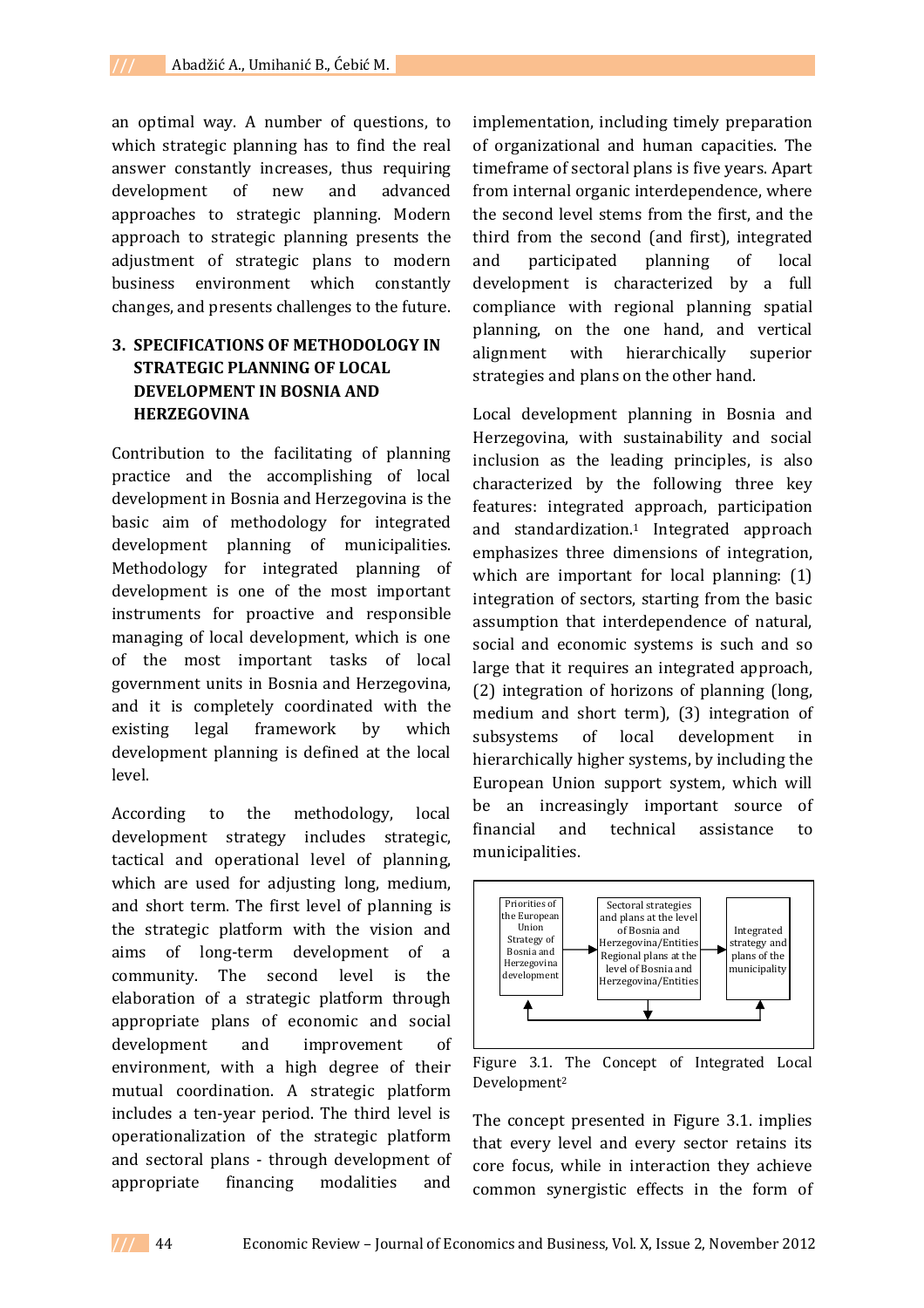an optimal way. A number of questions, to which strategic planning has to find the real answer constantly increases, thus requiring development of new and advanced approaches to strategic planning. Modern approach to strategic planning presents the adjustment of strategic plans to modern business environment which constantly changes, and presents challenges to the future.

## 3. SPECIFICATIONS OF METHODOLOGY IN STRATEGIC PLANNING OF LOCAL DEVELOPMENT IN BOSNIA AND HERZEGOVINA

Contribution to the facilitating of planning practice and the accomplishing of local development in Bosnia and Herzegovina is the basic aim of methodology for integrated development planning of municipalities. Methodology for integrated planning of development is one of the most important instruments for proactive and responsible managing of local development, which is one of the most important tasks of local government units in Bosnia and Herzegovina, and it is completely coordinated with the existing legal framework by which development planning is defined at the local level.

According to the methodology, local development strategy includes strategic, tactical and operational level of planning, which are used for adjusting long, medium, and short term. The first level of planning is the strategic platform with the vision and aims of long-term development of a community. The second level is the elaboration of a strategic platform through appropriate plans of economic and social development and improvement of environment, with a high degree of their mutual coordination. A strategic platform includes a ten-year period. The third level is operationalization of the strategic platform and sectoral plans - through development of appropriate financing modalities and implementation, including timely preparation of organizational and human capacities. The timeframe of sectoral plans is five years. Apart from internal organic interdependence, where the second level stems from the first, and the third from the second (and first), integrated and participated planning of local development is characterized by a full compliance with regional planning spatial planning, on the one hand, and vertical alignment with hierarchically superior strategies and plans on the other hand.

Local development planning in Bosnia and Herzegovina, with sustainability and social inclusion as the leading principles, is also characterized by the following three key features: integrated approach, participation and standardization.[1] Integrated approach emphasizes three dimensions of integration, which are important for local planning: (1) integration of sectors, starting from the basic assumption that interdependence of natural, social and economic systems is such and so large that it requires an integrated approach, (2) integration of horizons of planning (long, medium and short term), (3) integration of subsystems of local development in hierarchically higher systems, by including the European Union support system, which will be an increasingly important source of financial and technical assistance to municipalities.

Priorities of the European Union Strategy of Bosnia and Herzegovina development | Sectoral strategies and plans at the level of Bosnia and Herzegovina/Entities Regional plans at the level of Bosnia and Herzegovina/Entities | Integrated strategy and plans of the municipality

Figure 3.1. The Concept of Integrated Local Development[2]

The concept presented in Figure 3.1. implies that every level and every sector retains its core focus, while in interaction they achieve common synergistic effects in the form of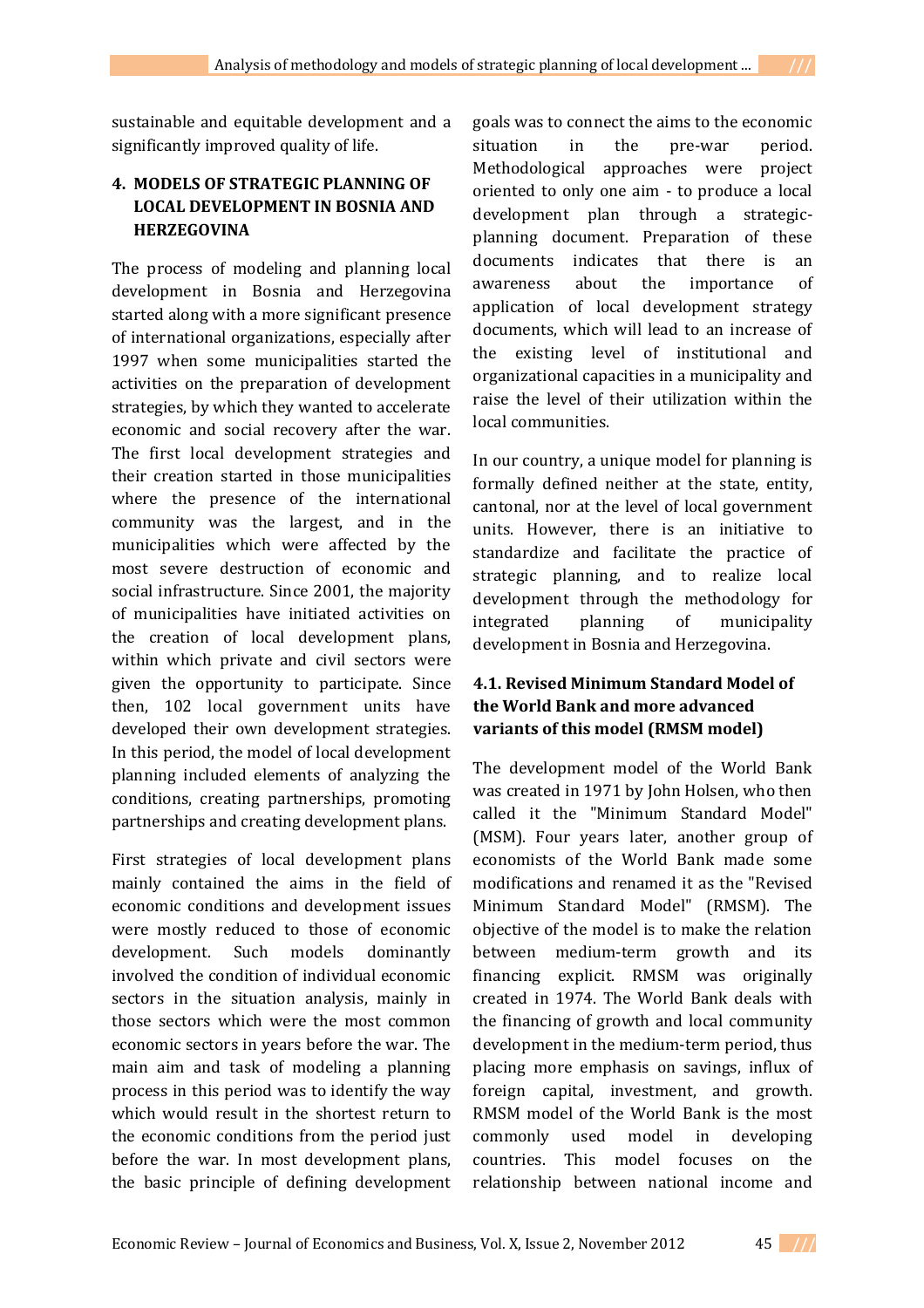sustainable and equitable development and a significantly improved quality of life.

## 4. MODELS OF STRATEGIC PLANNING OF LOCAL DEVELOPMENT IN BOSNIA AND HERZEGOVINA

The process of modeling and planning local development in Bosnia and Herzegovina started along with a more significant presence of international organizations, especially after 1997 when some municipalities started the activities on the preparation of development strategies, by which they wanted to accelerate economic and social recovery after the war. The first local development strategies and their creation started in those municipalities where the presence of the international community was the largest, and in the municipalities which were affected by the most severe destruction of economic and social infrastructure. Since 2001, the majority of municipalities have initiated activities on the creation of local development plans, within which private and civil sectors were given the opportunity to participate. Since then, 102 local government units have developed their own development strategies. In this period, the model of local development planning included elements of analyzing the conditions, creating partnerships, promoting partnerships and creating development plans.

First strategies of local development plans mainly contained the aims in the field of economic conditions and development issues were mostly reduced to those of economic development. Such models dominantly involved the condition of individual economic sectors in the situation analysis, mainly in those sectors which were the most common economic sectors in years before the war. The main aim and task of modeling a planning process in this period was to identify the way which would result in the shortest return to the economic conditions from the period just before the war. In most development plans, the basic principle of defining development goals was to connect the aims to the economic situation in the pre-war period. Methodological approaches were project oriented to only one aim - to produce a local development plan through a strategic-planning document. Preparation of these documents indicates that there is an awareness about the importance of application of local development strategy documents, which will lead to an increase of the existing level of institutional and organizational capacities in a municipality and raise the level of their utilization within the local communities.

In our country, a unique model for planning is formally defined neither at the state, entity, cantonal, nor at the level of local government units. However, there is an initiative to standardize and facilitate the practice of strategic planning, and to realize local development through the methodology for integrated planning of municipality development in Bosnia and Herzegovina.

### 4.1. Revised Minimum Standard Model of the World Bank and more advanced variants of this model (RMSM model)

The development model of the World Bank was created in 1971 by John Holsen, who then called it the "Minimum Standard Model" (MSM). Four years later, another group of economists of the World Bank made some modifications and renamed it as the "Revised Minimum Standard Model" (RMSM). The objective of the model is to make the relation between medium-term growth and its financing explicit. RMSM was originally created in 1974. The World Bank deals with the financing of growth and local community development in the medium-term period, thus placing more emphasis on savings, influx of foreign capital, investment, and growth. RMSM model of the World Bank is the most commonly used model in developing countries. This model focuses on the relationship between national income and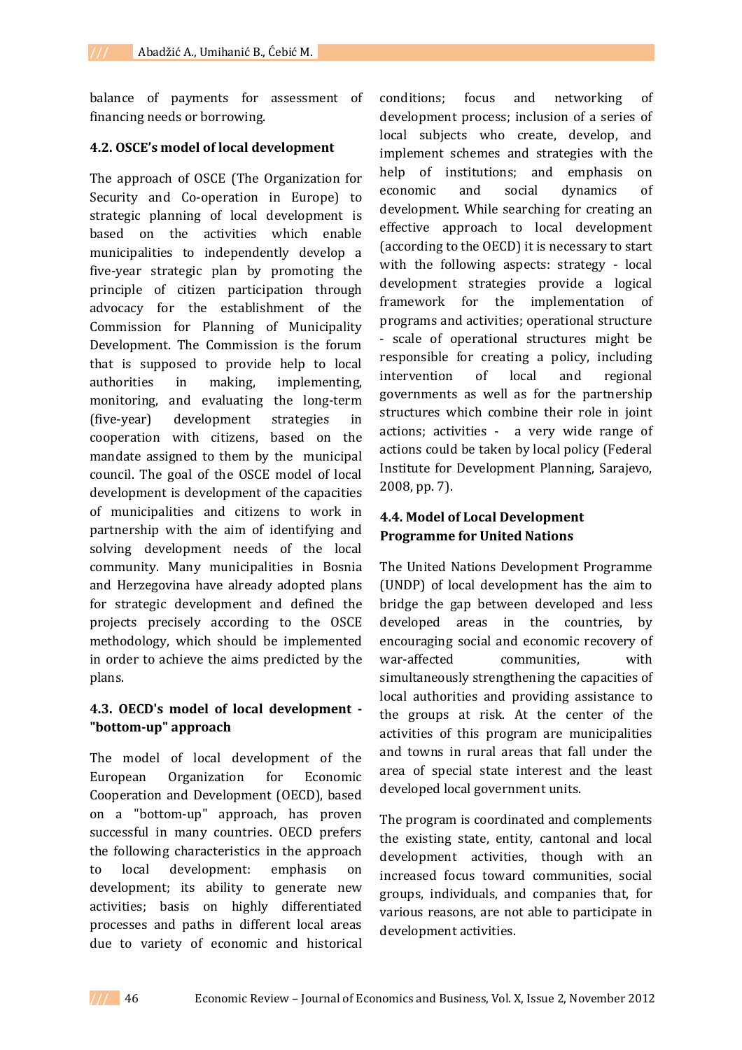balance of payments for assessment of financing needs or borrowing.

### 4.2. OSCE's model of local development

The approach of OSCE (The Organization for Security and Co-operation in Europe) to strategic planning of local development is based on the activities which enable municipalities to independently develop a five-year strategic plan by promoting the principle of citizen participation through advocacy for the establishment of the Commission for Planning of Municipality Development. The Commission is the forum that is supposed to provide help to local authorities in making, implementing, monitoring, and evaluating the long-term (five-year) development strategies in cooperation with citizens, based on the mandate assigned to them by the municipal council. The goal of the OSCE model of local development is development of the capacities of municipalities and citizens to work in partnership with the aim of identifying and solving development needs of the local community. Many municipalities in Bosnia and Herzegovina have already adopted plans for strategic development and defined the projects precisely according to the OSCE methodology, which should be implemented in order to achieve the aims predicted by the plans.

### 4.3. OECD's model of local development - "bottom-up" approach

The model of local development of the European Organization for Economic Cooperation and Development (OECD), based on a "bottom-up" approach, has proven successful in many countries. OECD prefers the following characteristics in the approach to local development: emphasis on development; its ability to generate new activities; basis on highly differentiated processes and paths in different local areas due to variety of economic and historical conditions; focus and networking of development process; inclusion of a series of local subjects who create, develop, and implement schemes and strategies with the help of institutions; and emphasis on economic and social dynamics of development. While searching for creating an effective approach to local development (according to the OECD) it is necessary to start with the following aspects: strategy - local development strategies provide a logical framework for the implementation of programs and activities; operational structure - scale of operational structures might be responsible for creating a policy, including intervention of local and regional governments as well as for the partnership structures which combine their role in joint actions; activities - a very wide range of actions could be taken by local policy (Federal Institute for Development Planning, Sarajevo, 2008, pp. 7).

### 4.4. Model of Local Development Programme for United Nations

The United Nations Development Programme (UNDP) of local development has the aim to bridge the gap between developed and less developed areas in the countries, by encouraging social and economic recovery of war-affected communities, with simultaneously strengthening the capacities of local authorities and providing assistance to the groups at risk. At the center of the activities of this program are municipalities and towns in rural areas that fall under the area of special state interest and the least developed local government units.

The program is coordinated and complements the existing state, entity, cantonal and local development activities, though with an increased focus toward communities, social groups, individuals, and companies that, for various reasons, are not able to participate in development activities.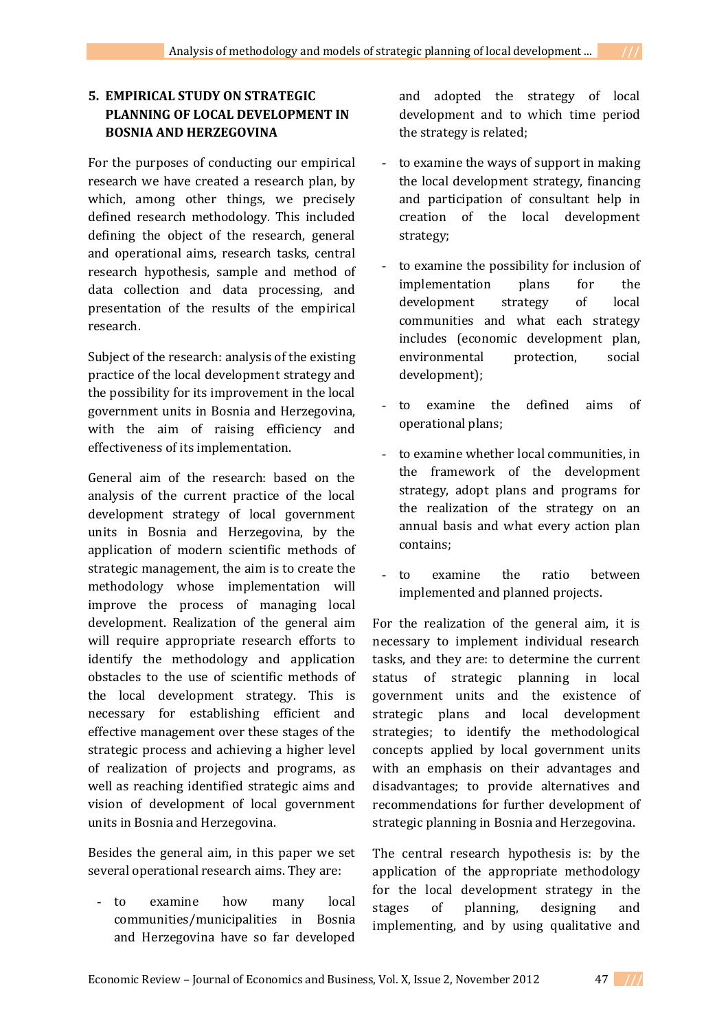## 5. EMPIRICAL STUDY ON STRATEGIC PLANNING OF LOCAL DEVELOPMENT IN BOSNIA AND HERZEGOVINA

For the purposes of conducting our empirical research we have created a research plan, by which, among other things, we precisely defined research methodology. This included defining the object of the research, general and operational aims, research tasks, central research hypothesis, sample and method of data collection and data processing, and presentation of the results of the empirical research.

Subject of the research: analysis of the existing practice of the local development strategy and the possibility for its improvement in the local government units in Bosnia and Herzegovina, with the aim of raising efficiency and effectiveness of its implementation.

General aim of the research: based on the analysis of the current practice of the local development strategy of local government units in Bosnia and Herzegovina, by the application of modern scientific methods of strategic management, the aim is to create the methodology whose implementation will improve the process of managing local development. Realization of the general aim will require appropriate research efforts to identify the methodology and application obstacles to the use of scientific methods of the local development strategy. This is necessary for establishing efficient and effective management over these stages of the strategic process and achieving a higher level of realization of projects and programs, as well as reaching identified strategic aims and vision of development of local government units in Bosnia and Herzegovina.

Besides the general aim, in this paper we set several operational research aims. They are:

- to examine how many local communities/municipalities in Bosnia and Herzegovina have so far developed and adopted the strategy of local development and to which time period the strategy is related;
- to examine the ways of support in making the local development strategy, financing and participation of consultant help in creation of the local development strategy;
- to examine the possibility for inclusion of implementation plans for the development strategy of local communities and what each strategy includes (economic development plan, environmental protection, social development);
- to examine the defined aims of operational plans;
- to examine whether local communities, in the framework of the development strategy, adopt plans and programs for the realization of the strategy on an annual basis and what every action plan contains;
- to examine the ratio between implemented and planned projects.

For the realization of the general aim, it is necessary to implement individual research tasks, and they are: to determine the current status of strategic planning in local government units and the existence of strategic plans and local development strategies; to identify the methodological concepts applied by local government units with an emphasis on their advantages and disadvantages; to provide alternatives and recommendations for further development of strategic planning in Bosnia and Herzegovina.

The central research hypothesis is: by the application of the appropriate methodology for the local development strategy in the stages of planning, designing and implementing, and by using qualitative and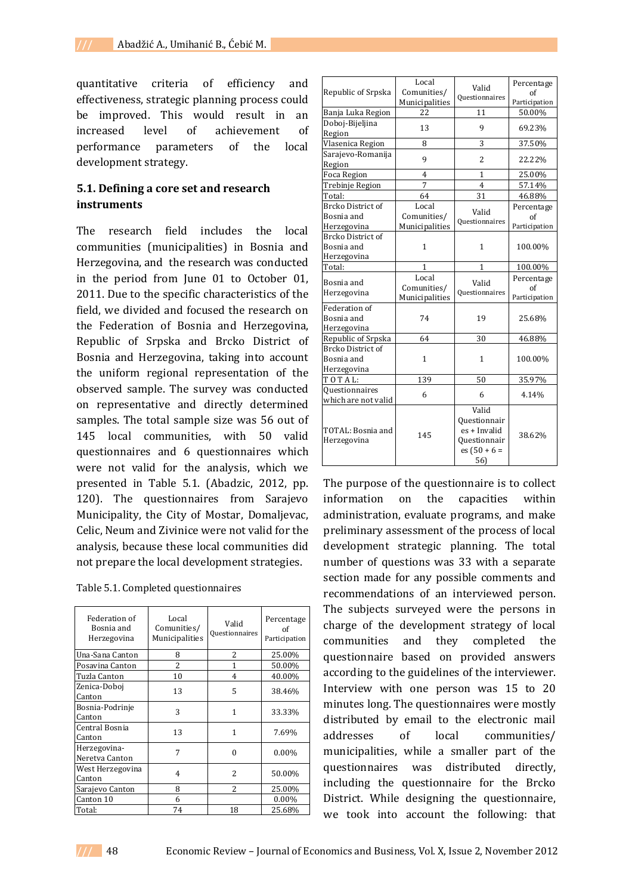quantitative criteria of efficiency and effectiveness, strategic planning process could be improved. This would result in an increased level of achievement of performance parameters of the local development strategy.

### 5.1. Defining a core set and research instruments

The research field includes the local communities (municipalities) in Bosnia and Herzegovina, and the research was conducted in the period from June 01 to October 01, 2011. Due to the specific characteristics of the field, we divided and focused the research on the Federation of Bosnia and Herzegovina, Republic of Srpska and Brcko District of Bosnia and Herzegovina, taking into account the uniform regional representation of the observed sample. The survey was conducted on representative and directly determined samples. The total sample size was 56 out of 145 local communities, with 50 valid questionnaires and 6 questionnaires which were not valid for the analysis, which we presented in Table 5.1. (Abadzic, 2012, pp. 120). The questionnaires from Sarajevo Municipality, the City of Mostar, Domaljevac, Celic, Neum and Zivinice were not valid for the analysis, because these local communities did not prepare the local development strategies.

Table 5.1. Completed questionnaires

| Federation of Bosnia and Herzegovina | Local Comunities/ Municipalities | Valid Questionnaires | Percentage of Participation |
|---|---|---|---|
| Una-Sana Canton | 8 | 2 | 25.00% |
| Posavina Canton | 2 | 1 | 50.00% |
| Tuzla Canton | 10 | 4 | 40.00% |
| Zenica-Doboj Canton | 13 | 5 | 38.46% |
| Bosnia-Podrinje Canton | 3 | 1 | 33.33% |
| Central Bosnia Canton | 13 | 1 | 7.69% |
| Herzegovina-Neretva Canton | 7 | 0 | 0.00% |
| West Herzegovina Canton | 4 | 2 | 50.00% |
| Sarajevo Canton | 8 | 2 | 25.00% |
| Canton 10 | 6 | | 0.00% |
| Total: | 74 | 18 | 25.68% |
| **Republic of Srpska** | **Local Comunities/ Municipalities** | **Valid Questionnaires** | **Percentage of Participation** |
| Banja Luka Region | 22 | 11 | 50.00% |
| Doboj-Bijeljina Region | 13 | 9 | 69.23% |
| Vlasenica Region | 8 | 3 | 37.50% |
| Sarajevo-Romanija Region | 9 | 2 | 22.22% |
| Foca Region | 4 | 1 | 25.00% |
| Trebinje Region | 7 | 4 | 57.14% |
| Total: | 64 | 31 | 46.88% |
| **Brcko District of Bosnia and Herzegovina** | **Local Comunities/ Municipalities** | **Valid Questionnaires** | **Percentage of Participation** |
| Brcko District of Bosnia and Herzegovina | 1 | 1 | 100.00% |
| Total: | 1 | 1 | 100.00% |
| **Bosnia and Herzegovina** | **Local Comunities/ Municipalities** | **Valid Questionnaires** | **Percentage of Participation** |
| Federation of Bosnia and Herzegovina | 74 | 19 | 25.68% |
| Republic of Srpska | 64 | 30 | 46.88% |
| Brcko District of Bosnia and Herzegovina | 1 | 1 | 100.00% |
| T O T A L: | 139 | 50 | 35.97% |
| Questionnaires which are not valid | 6 | 6 | 4.14% |
| TOTAL: Bosnia and Herzegovina | 145 | Valid Questionnaires + Invalid Questionnaires (50 + 6 = 56) | 38.62% |

The purpose of the questionnaire is to collect information on the capacities within administration, evaluate programs, and make preliminary assessment of the process of local development strategic planning. The total number of questions was 33 with a separate section made for any possible comments and recommendations of an interviewed person. The subjects surveyed were the persons in charge of the development strategy of local communities and they completed the questionnaire based on provided answers according to the guidelines of the interviewer. Interview with one person was 15 to 20 minutes long. The questionnaires were mostly distributed by email to the electronic mail addresses of local communities/ municipalities, while a smaller part of the questionnaires was distributed directly, including the questionnaire for the Brcko District. While designing the questionnaire, we took into account the following: that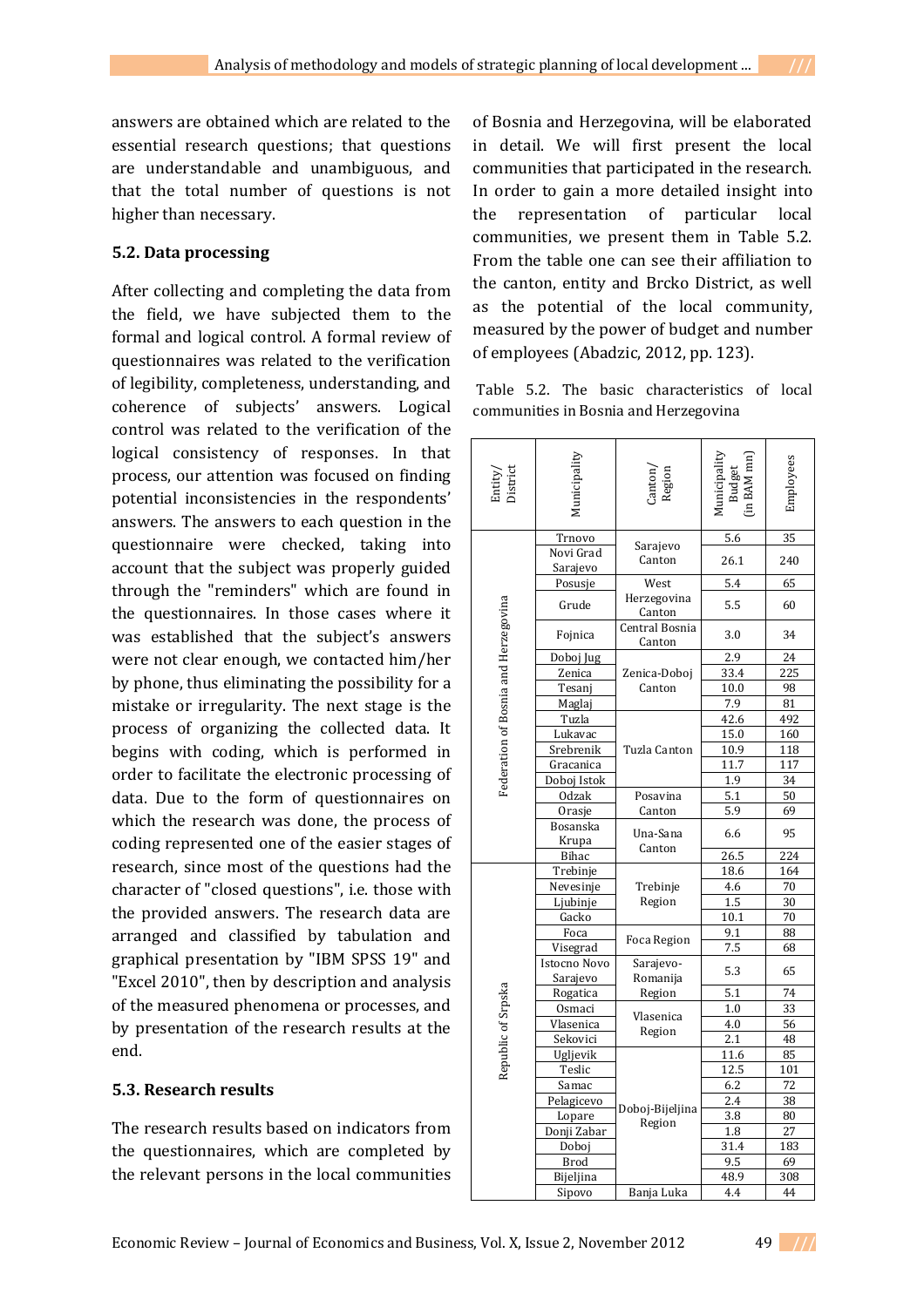answers are obtained which are related to the essential research questions; that questions are understandable and unambiguous, and that the total number of questions is not higher than necessary.

### 5.2. Data processing

After collecting and completing the data from the field, we have subjected them to the formal and logical control. A formal review of questionnaires was related to the verification of legibility, completeness, understanding, and coherence of subjects' answers. Logical control was related to the verification of the logical consistency of responses. In that process, our attention was focused on finding potential inconsistencies in the respondents' answers. The answers to each question in the questionnaire were checked, taking into account that the subject was properly guided through the "reminders" which are found in the questionnaires. In those cases where it was established that the subject's answers were not clear enough, we contacted him/her by phone, thus eliminating the possibility for a mistake or irregularity. The next stage is the process of organizing the collected data. It begins with coding, which is performed in order to facilitate the electronic processing of data. Due to the form of questionnaires on which the research was done, the process of coding represented one of the easier stages of research, since most of the questions had the character of "closed questions", i.e. those with the provided answers. The research data are arranged and classified by tabulation and graphical presentation by "IBM SPSS 19" and "Excel 2010", then by description and analysis of the measured phenomena or processes, and by presentation of the research results at the end.

### 5.3. Research results

The research results based on indicators from the questionnaires, which are completed by the relevant persons in the local communities of Bosnia and Herzegovina, will be elaborated in detail. We will first present the local communities that participated in the research. In order to gain a more detailed insight into the representation of particular local communities, we present them in Table 5.2. From the table one can see their affiliation to the canton, entity and Brcko District, as well as the potential of the local community, measured by the power of budget and number of employees (Abadzic, 2012, pp. 123).

Table 5.2. The basic characteristics of local communities in Bosnia and Herzegovina

| Entity/ District | Municipality | Canton/ Region | Municipality Budget (in BAM mn) | Employees |
|---|---|---|---|---|
| Federation of Bosnia and Herzegovina | Trnovo | Sarajevo Canton | 5.6 | 35 |
| | Novi Grad Sarajevo | | 26.1 | 240 |
| | Posusje | West Herzegovina Canton | 5.4 | 65 |
| | Grude | | 5.5 | 60 |
| | Fojnica | Central Bosnia Canton | 3.0 | 34 |
| | Doboj Jug | Zenica-Doboj Canton | 2.9 | 24 |
| | Zenica | | 33.4 | 225 |
| | Tesanj | | 10.0 | 98 |
| | Maglaj | | 7.9 | 81 |
| | Tuzla | Tuzla Canton | 42.6 | 492 |
| | Lukavac | | 15.0 | 160 |
| | Srebrenik | | 10.9 | 118 |
| | Gracanica | | 11.7 | 117 |
| | Doboj Istok | | 1.9 | 34 |
| | Odzak | Posavina Canton | 5.1 | 50 |
| | Orasje | | 5.9 | 69 |
| | Bosanska Krupa | Una-Sana Canton | 6.6 | 95 |
| | Bihac | | 26.5 | 224 |
| Republic of Srpska | Trebinje | Trebinje Region | 18.6 | 164 |
| | Nevesinje | | 4.6 | 70 |
| | Ljubinje | | 1.5 | 30 |
| | Gacko | | 10.1 | 70 |
| | Foca | Foca Region | 9.1 | 88 |
| | Visegrad | | 7.5 | 68 |
| | Istocno Novo Sarajevo | Sarajevo-Romanija Region | 5.3 | 65 |
| | Rogatica | | 5.1 | 74 |
| | Osmaci | Vlasenica Region | 1.0 | 33 |
| | Vlasenica | | 4.0 | 56 |
| | Sekovici | | 2.1 | 48 |
| | Ugljevik | Doboj-Bijeljina Region | 11.6 | 85 |
| | Teslic | | 12.5 | 101 |
| | Samac | | 6.2 | 72 |
| | Pelagicevo | | 2.4 | 38 |
| | Lopare | | 3.8 | 80 |
| | Donji Zabar | | 1.8 | 27 |
| | Doboj | | 31.4 | 183 |
| | Brod | | 9.5 | 69 |
| | Bijeljina | | 48.9 | 308 |
| | Sipovo | Banja Luka | 4.4 | 44 |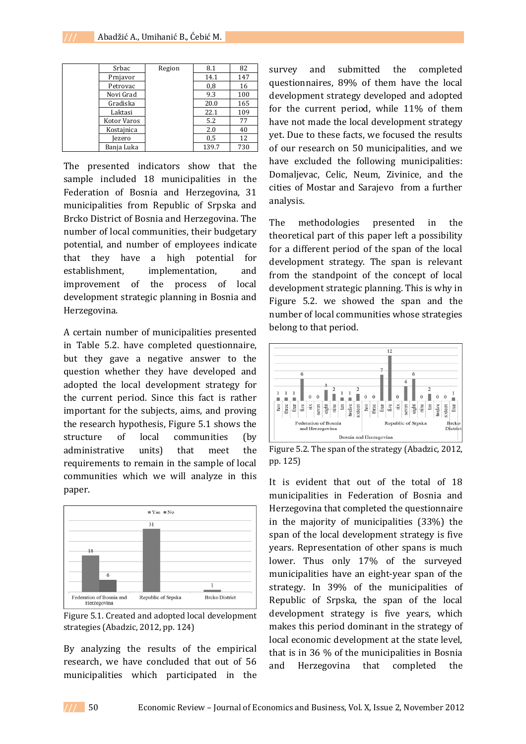|  | Srbac | Region | 8.1 | 82 |
|---|---|---|---|---|
|  | Prnjavor |  | 14.1 | 147 |
|  | Petrovac |  | 0,8 | 16 |
|  | Novi Grad |  | 9.3 | 100 |
|  | Gradiska |  | 20.0 | 165 |
|  | Laktasi |  | 22.1 | 109 |
|  | Kotor Varos |  | 5.2 | 77 |
|  | Kostajnica |  | 2.0 | 40 |
|  | Jezero |  | 0,5 | 12 |
|  | Banja Luka |  | 139.7 | 730 |

The presented indicators show that the sample included 18 municipalities in the Federation of Bosnia and Herzegovina, 31 municipalities from Republic of Srpska and Brcko District of Bosnia and Herzegovina. The number of local communities, their budgetary potential, and number of employees indicate that they have a high potential for establishment, implementation, and improvement of the process of local development strategic planning in Bosnia and Herzegovina.

A certain number of municipalities presented in Table 5.2. have completed questionnaire, but they gave a negative answer to the question whether they have developed and adopted the local development strategy for the current period. Since this fact is rather important for the subjects, aims, and proving the research hypothesis, Figure 5.1 shows the structure of local communities (by administrative units) that meet the requirements to remain in the sample of local communities which we will analyze in this paper.

Figure 5.1. Created and adopted local development strategies (Abadzic, 2012, pp. 124)

By analyzing the results of the empirical research, we have concluded that out of 56 municipalities which participated in the survey and submitted the completed questionnaires, 89% of them have the local development strategy developed and adopted for the current period, while 11% of them have not made the local development strategy yet. Due to these facts, we focused the results of our research on 50 municipalities, and we have excluded the following municipalities: Domaljevac, Celic, Neum, Zivinice, and the cities of Mostar and Sarajevo from a further analysis.

The methodologies presented in the theoretical part of this paper left a possibility for a different period of the span of the local development strategy. The span is relevant from the standpoint of the concept of local development strategic planning. This is why in Figure 5.2. we showed the span and the number of local communities whose strategies belong to that period.

Figure 5.2. The span of the strategy (Abadzic, 2012, pp. 125)

It is evident that out of the total of 18 municipalities in Federation of Bosnia and Herzegovina that completed the questionnaire in the majority of municipalities (33%) the span of the local development strategy is five years. Representation of other spans is much lower. Thus only 17% of the surveyed municipalities have an eight-year span of the strategy. In 39% of the municipalities of Republic of Srpska, the span of the local development strategy is five years, which makes this period dominant in the strategy of local economic development at the state level, that is in 36 % of the municipalities in Bosnia and Herzegovina that completed the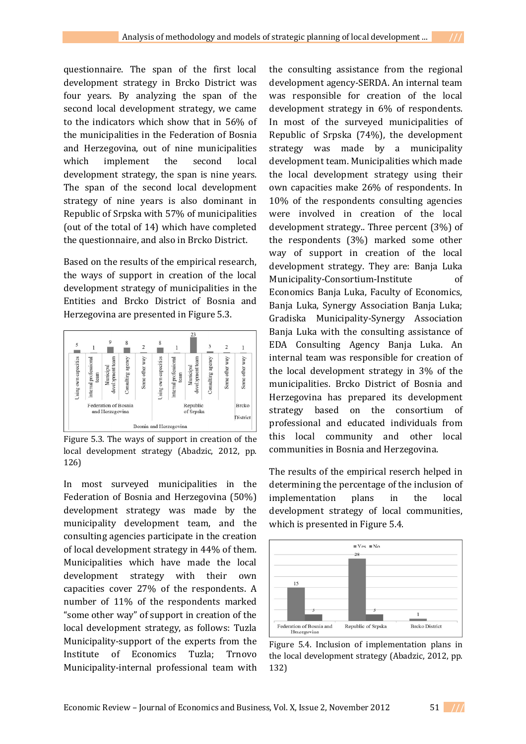questionnaire. The span of the first local development strategy in Brcko District was four years. By analyzing the span of the second local development strategy, we came to the indicators which show that in 56% of the municipalities in the Federation of Bosnia and Herzegovina, out of nine municipalities which implement the second local development strategy, the span is nine years. The span of the second local development strategy of nine years is also dominant in Republic of Srpska with 57% of municipalities (out of the total of 14) which have completed the questionnaire, and also in Brcko District.

Based on the results of the empirical research, the ways of support in creation of the local development strategy of municipalities in the Entities and Brcko District of Bosnia and Herzegovina are presented in Figure 5.3.

Figure 5.3. The ways of support in creation of the local development strategy (Abadzic, 2012, pp. 126)

In most surveyed municipalities in the Federation of Bosnia and Herzegovina (50%) development strategy was made by the municipality development team, and the consulting agencies participate in the creation of local development strategy in 44% of them. Municipalities which have made the local development strategy with their own capacities cover 27% of the respondents. A number of 11% of the respondents marked "some other way" of support in creation of the local development strategy, as follows: Tuzla Municipality-support of the experts from the Institute of Economics Tuzla; Trnovo Municipality-internal professional team with the consulting assistance from the regional development agency-SERDA. An internal team was responsible for creation of the local development strategy in 6% of respondents. In most of the surveyed municipalities of Republic of Srpska (74%), the development strategy was made by a municipality development team. Municipalities which made the local development strategy using their own capacities make 26% of respondents. In 10% of the respondents consulting agencies were involved in creation of the local development strategy.. Three percent (3%) of the respondents (3%) marked some other way of support in creation of the local development strategy. They are: Banja Luka Municipality-Consortium-Institute of Economics Banja Luka, Faculty of Economics, Banja Luka, Synergy Association Banja Luka; Gradiska Municipality-Synergy Association Banja Luka with the consulting assistance of EDA Consulting Agency Banja Luka. An internal team was responsible for creation of the local development strategy in 3% of the municipalities. Brcko District of Bosnia and Herzegovina has prepared its development strategy based on the consortium of professional and educated individuals from this local community and other local communities in Bosnia and Herzegovina.

The results of the empirical reserch helped in determining the percentage of the inclusion of implementation plans in the local development strategy of local communities, which is presented in Figure 5.4.

Figure 5.4. Inclusion of implementation plans in the local development strategy (Abadzic, 2012, pp. 132)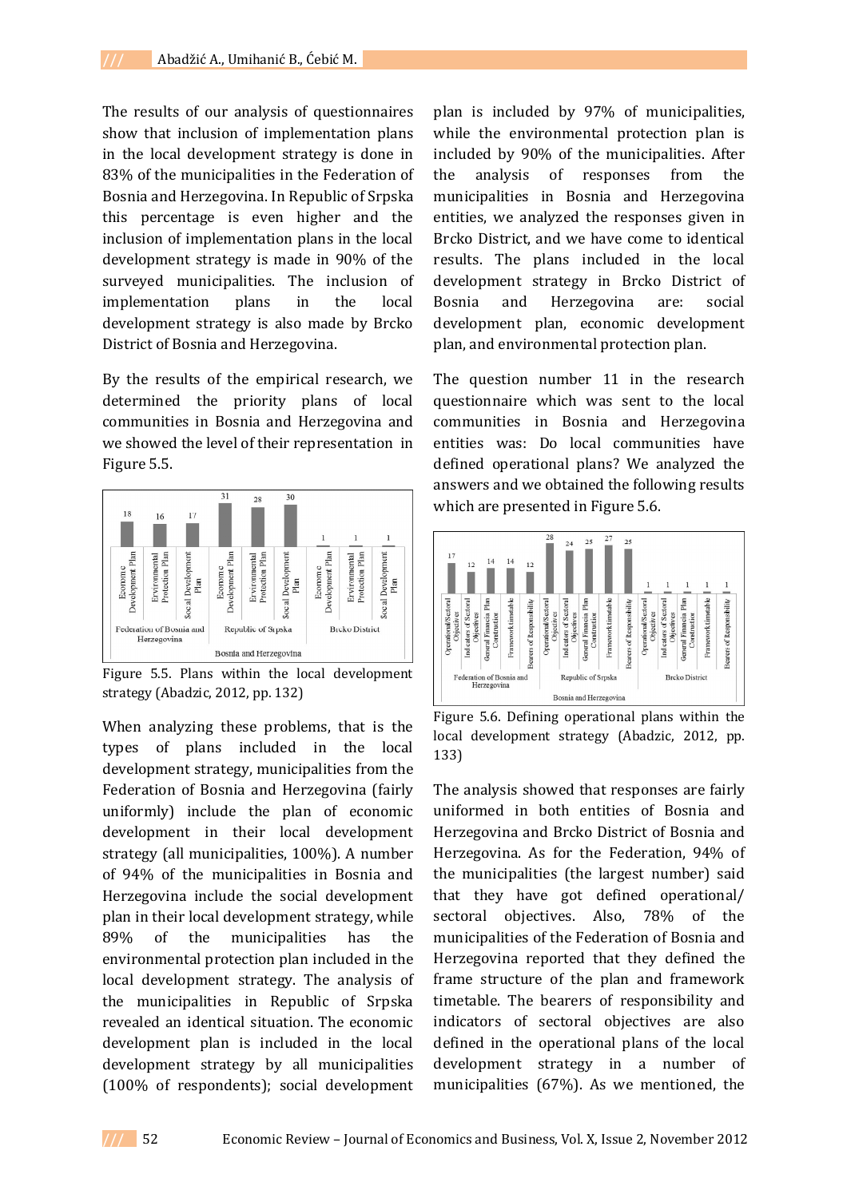The results of our analysis of questionnaires show that inclusion of implementation plans in the local development strategy is done in 83% of the municipalities in the Federation of Bosnia and Herzegovina. In Republic of Srpska this percentage is even higher and the inclusion of implementation plans in the local development strategy is made in 90% of the surveyed municipalities. The inclusion of implementation plans in the local development strategy is also made by Brcko District of Bosnia and Herzegovina.

By the results of the empirical research, we determined the priority plans of local communities in Bosnia and Herzegovina and we showed the level of their representation in Figure 5.5.

| Bosnia and Herzegovina | Economic Development Plan | Environmental Protection Plan | Social Development Plan |
|---|---|---|---|
| Federation of Bosnia and Herzegovina | 18 | 16 | 17 |
| Republic of Srpska | 31 | 28 | 30 |
| Brcko District | 1 | 1 | 1 |

Figure 5.5. Plans within the local development strategy (Abadzic, 2012, pp. 132)

When analyzing these problems, that is the types of plans included in the local development strategy, municipalities from the Federation of Bosnia and Herzegovina (fairly uniformly) include the plan of economic development in their local development strategy (all municipalities, 100%). A number of 94% of the municipalities in Bosnia and Herzegovina include the social development plan in their local development strategy, while 89% of the municipalities has the environmental protection plan included in the local development strategy. The analysis of the municipalities in Republic of Srpska revealed an identical situation. The economic development plan is included in the local development strategy by all municipalities (100% of respondents); social development plan is included by 97% of municipalities, while the environmental protection plan is included by 90% of the municipalities. After the analysis of responses from the municipalities in Bosnia and Herzegovina entities, we analyzed the responses given in Brcko District, and we have come to identical results. The plans included in the local development strategy in Brcko District of Bosnia and Herzegovina are: social development plan, economic development plan, and environmental protection plan.

The question number 11 in the research questionnaire which was sent to the local communities in Bosnia and Herzegovina entities was: Do local communities have defined operational plans? We analyzed the answers and we obtained the following results which are presented in Figure 5.6.

| Bosnia and Herzegovina | Operational/Sectoral Objectives | Indicators of Sectoral Objectives | General Financial Plan Construction | Framework timetable | Bearers of Responsibility |
|---|---|---|---|---|---|
| Federation of Bosnia and Herzegovina | 17 | 12 | 14 | 14 | 12 |
| Republic of Srpska | 28 | 24 | 25 | 27 | 25 |
| Brcko District | 1 | 1 | 1 | 1 | 1 |

Figure 5.6. Defining operational plans within the local development strategy (Abadzic, 2012, pp. 133)

The analysis showed that responses are fairly uniformed in both entities of Bosnia and Herzegovina and Brcko District of Bosnia and Herzegovina. As for the Federation, 94% of the municipalities (the largest number) said that they have got defined operational/ sectoral objectives. Also, 78% of the municipalities of the Federation of Bosnia and Herzegovina reported that they defined the frame structure of the plan and framework timetable. The bearers of responsibility and indicators of sectoral objectives are also defined in the operational plans of the local development strategy in a number of municipalities (67%). As we mentioned, the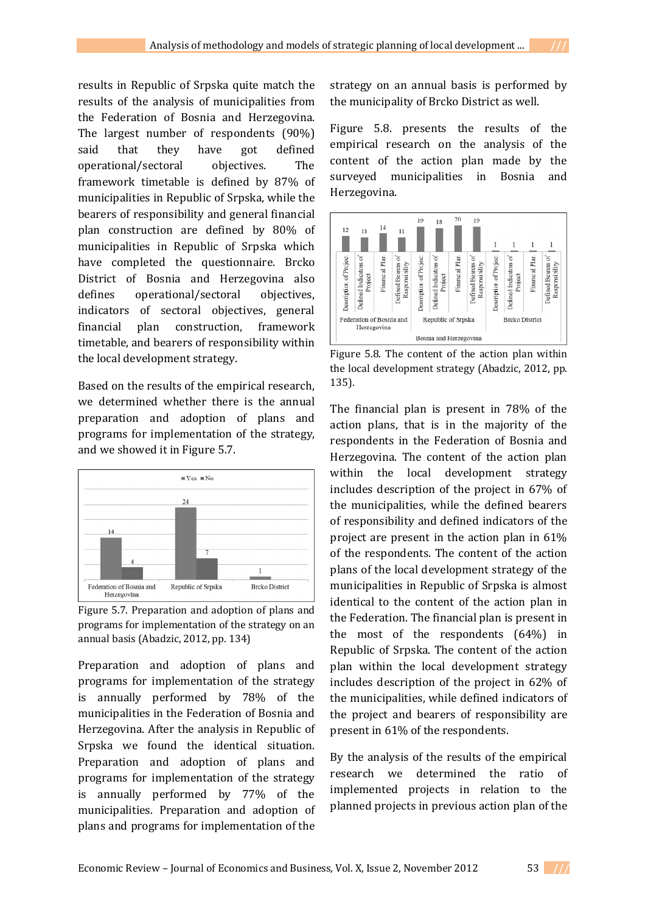results in Republic of Srpska quite match the results of the analysis of municipalities from the Federation of Bosnia and Herzegovina. The largest number of respondents (90%) said that they have got defined operational/sectoral objectives. The framework timetable is defined by 87% of municipalities in Republic of Srpska, while the bearers of responsibility and general financial plan construction are defined by 80% of municipalities in Republic of Srpska which have completed the questionnaire. Brcko District of Bosnia and Herzegovina also defines operational/sectoral objectives, indicators of sectoral objectives, general financial plan construction, framework timetable, and bearers of responsibility within the local development strategy.

Based on the results of the empirical research, we determined whether there is the annual preparation and adoption of plans and programs for implementation of the strategy, and we showed it in Figure 5.7.

Figure 5.7. Preparation and adoption of plans and programs for implementation of the strategy on an annual basis (Abadzic, 2012, pp. 134)

Preparation and adoption of plans and programs for implementation of the strategy is annually performed by 78% of the municipalities in the Federation of Bosnia and Herzegovina. After the analysis in Republic of Srpska we found the identical situation. Preparation and adoption of plans and programs for implementation of the strategy is annually performed by 77% of the municipalities. Preparation and adoption of plans and programs for implementation of the strategy on an annual basis is performed by the municipality of Brcko District as well.

Figure 5.8. presents the results of the empirical research on the analysis of the content of the action plan made by the surveyed municipalities in Bosnia and Herzegovina.

Figure 5.8. The content of the action plan within the local development strategy (Abadzic, 2012, pp. 135).

The financial plan is present in 78% of the action plans, that is in the majority of the respondents in the Federation of Bosnia and Herzegovina. The content of the action plan within the local development strategy includes description of the project in 67% of the municipalities, while the defined bearers of responsibility and defined indicators of the project are present in the action plan in 61% of the respondents. The content of the action plans of the local development strategy of the municipalities in Republic of Srpska is almost identical to the content of the action plan in the Federation. The financial plan is present in the most of the respondents (64%) in Republic of Srpska. The content of the action plan within the local development strategy includes description of the project in 62% of the municipalities, while defined indicators of the project and bearers of responsibility are present in 61% of the respondents.

By the analysis of the results of the empirical research we determined the ratio of implemented projects in relation to the planned projects in previous action plan of the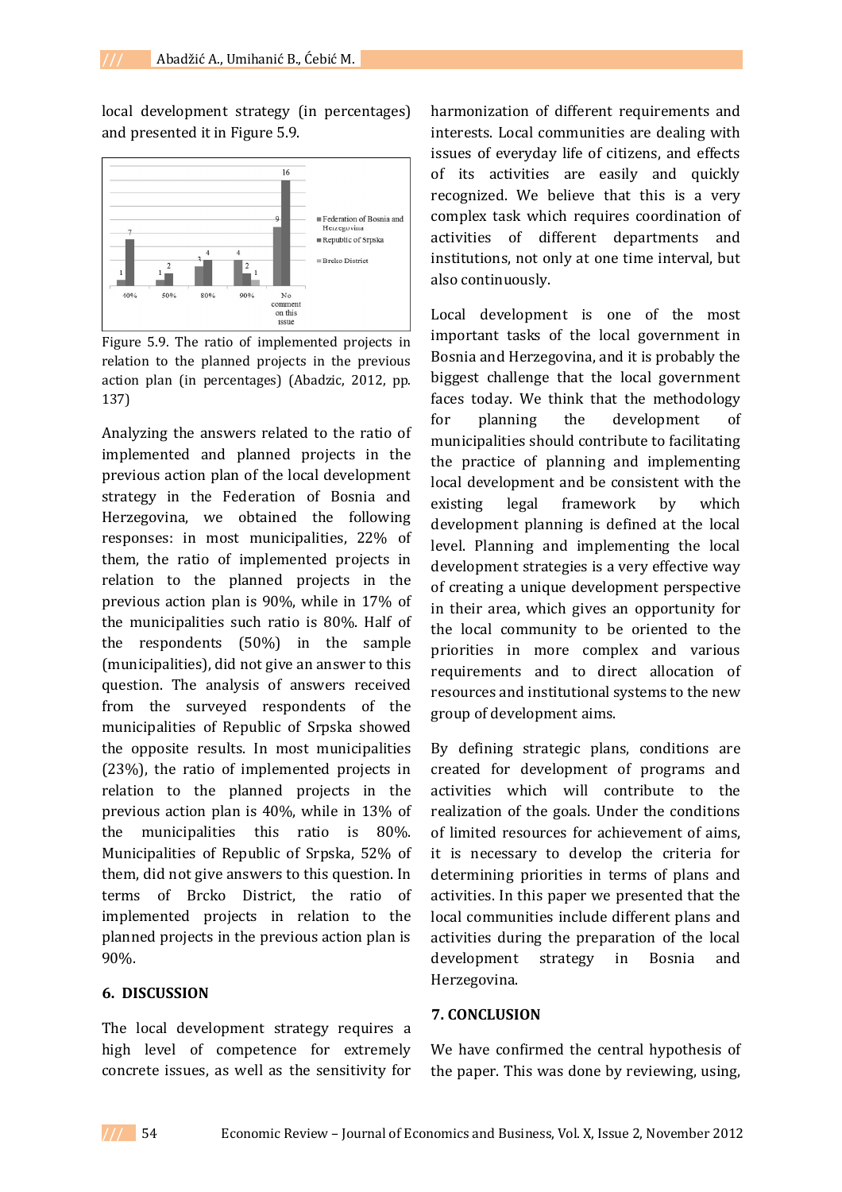local development strategy (in percentages) and presented it in Figure 5.9.

Figure 5.9. The ratio of implemented projects in relation to the planned projects in the previous action plan (in percentages) (Abadzic, 2012, pp. 137)

Analyzing the answers related to the ratio of implemented and planned projects in the previous action plan of the local development strategy in the Federation of Bosnia and Herzegovina, we obtained the following responses: in most municipalities, 22% of them, the ratio of implemented projects in relation to the planned projects in the previous action plan is 90%, while in 17% of the municipalities such ratio is 80%. Half of the respondents (50%) in the sample (municipalities), did not give an answer to this question. The analysis of answers received from the surveyed respondents of the municipalities of Republic of Srpska showed the opposite results. In most municipalities (23%), the ratio of implemented projects in relation to the planned projects in the previous action plan is 40%, while in 13% of the municipalities this ratio is 80%. Municipalities of Republic of Srpska, 52% of them, did not give answers to this question. In terms of Brcko District, the ratio of implemented projects in relation to the planned projects in the previous action plan is 90%.

## 6. DISCUSSION

The local development strategy requires a high level of competence for extremely concrete issues, as well as the sensitivity for harmonization of different requirements and interests. Local communities are dealing with issues of everyday life of citizens, and effects of its activities are easily and quickly recognized. We believe that this is a very complex task which requires coordination of activities of different departments and institutions, not only at one time interval, but also continuously.

Local development is one of the most important tasks of the local government in Bosnia and Herzegovina, and it is probably the biggest challenge that the local government faces today. We think that the methodology for planning the development of municipalities should contribute to facilitating the practice of planning and implementing local development and be consistent with the existing legal framework by which development planning is defined at the local level. Planning and implementing the local development strategies is a very effective way of creating a unique development perspective in their area, which gives an opportunity for the local community to be oriented to the priorities in more complex and various requirements and to direct allocation of resources and institutional systems to the new group of development aims.

By defining strategic plans, conditions are created for development of programs and activities which will contribute to the realization of the goals. Under the conditions of limited resources for achievement of aims, it is necessary to develop the criteria for determining priorities in terms of plans and activities. In this paper we presented that the local communities include different plans and activities during the preparation of the local development strategy in Bosnia and Herzegovina.

## 7. CONCLUSION

We have confirmed the central hypothesis of the paper. This was done by reviewing, using,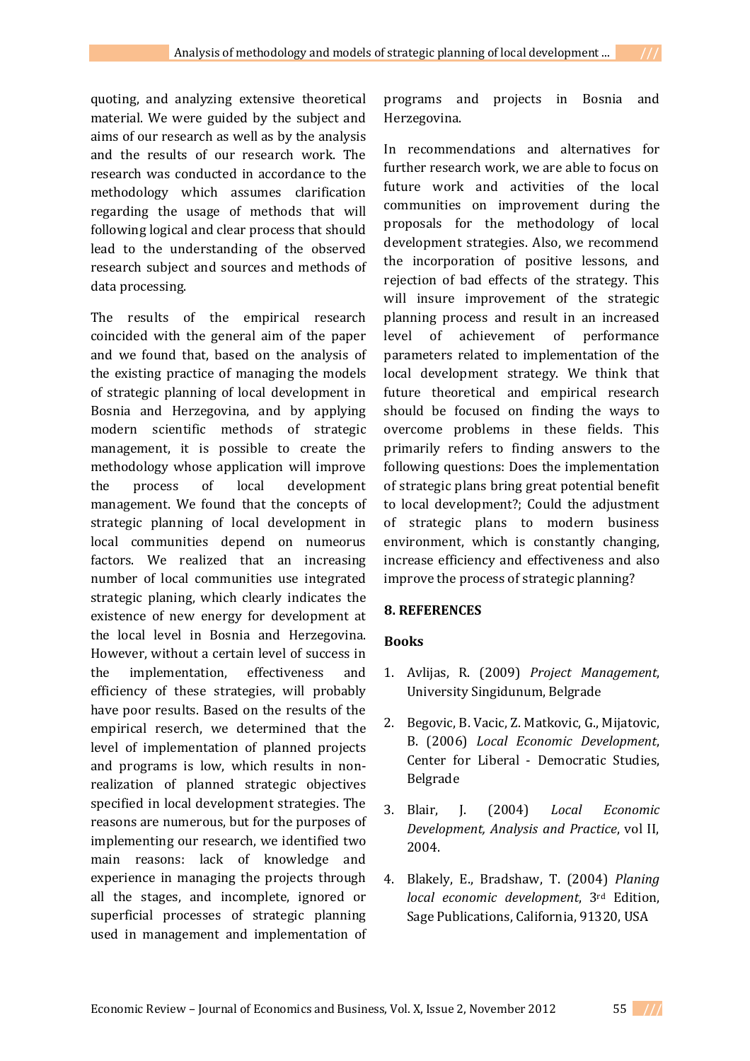quoting, and analyzing extensive theoretical material. We were guided by the subject and aims of our research as well as by the analysis and the results of our research work. The research was conducted in accordance to the methodology which assumes clarification regarding the usage of methods that will following logical and clear process that should lead to the understanding of the observed research subject and sources and methods of data processing.

The results of the empirical research coincided with the general aim of the paper and we found that, based on the analysis of the existing practice of managing the models of strategic planning of local development in Bosnia and Herzegovina, and by applying modern scientific methods of strategic management, it is possible to create the methodology whose application will improve the process of local development management. We found that the concepts of strategic planning of local development in local communities depend on numeorus factors. We realized that an increasing number of local communities use integrated strategic planing, which clearly indicates the existence of new energy for development at the local level in Bosnia and Herzegovina. However, without a certain level of success in the implementation, effectiveness and efficiency of these strategies, will probably have poor results. Based on the results of the empirical reserch, we determined that the level of implementation of planned projects and programs is low, which results in non-realization of planned strategic objectives specified in local development strategies. The reasons are numerous, but for the purposes of implementing our research, we identified two main reasons: lack of knowledge and experience in managing the projects through all the stages, and incomplete, ignored or superficial processes of strategic planning used in management and implementation of programs and projects in Bosnia and Herzegovina.

In recommendations and alternatives for further research work, we are able to focus on future work and activities of the local communities on improvement during the proposals for the methodology of local development strategies. Also, we recommend the incorporation of positive lessons, and rejection of bad effects of the strategy. This will insure improvement of the strategic planning process and result in an increased level of achievement of performance parameters related to implementation of the local development strategy. We think that future theoretical and empirical research should be focused on finding the ways to overcome problems in these fields. This primarily refers to finding answers to the following questions: Does the implementation of strategic plans bring great potential benefit to local development?; Could the adjustment of strategic plans to modern business environment, which is constantly changing, increase efficiency and effectiveness and also improve the process of strategic planning?

## 8. REFERENCES

### Books

1. Avlijas, R. (2009) *Project Management*, University Singidunum, Belgrade
2. Begovic, B. Vacic, Z. Matkovic, G., Mijatovic, B. (2006) *Local Economic Development*, Center for Liberal - Democratic Studies, Belgrade
3. Blair, J. (2004) *Local Economic Development, Analysis and Practice*, vol II, 2004.
4. Blakely, E., Bradshaw, T. (2004) *Planing local economic development*, 3rd Edition, Sage Publications, California, 91320, USA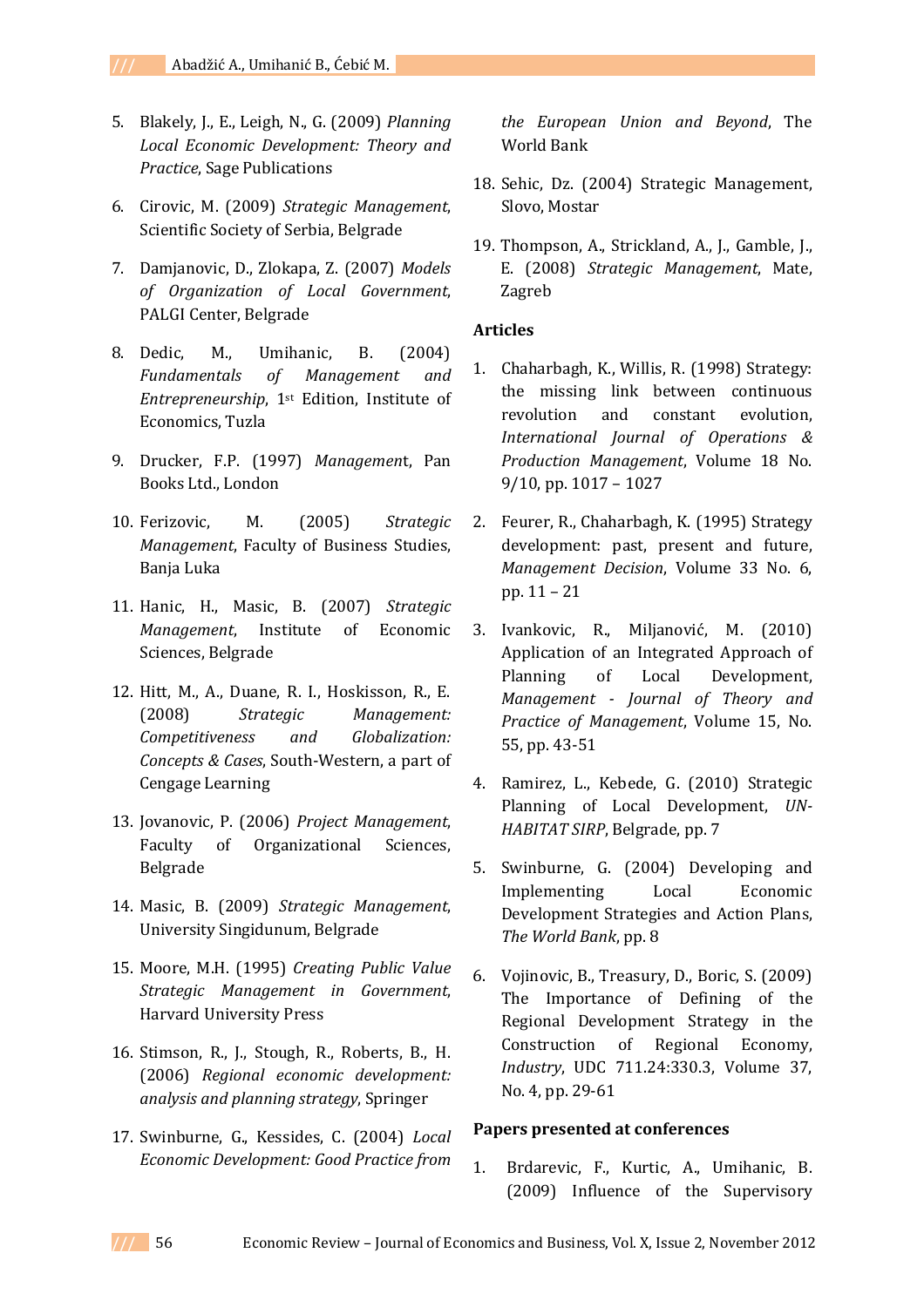5. Blakely, J., E., Leigh, N., G. (2009) *Planning Local Economic Development: Theory and Practice*, Sage Publications

6. Cirovic, M. (2009) *Strategic Management*, Scientific Society of Serbia, Belgrade

7. Damjanovic, D., Zlokapa, Z. (2007) *Models of Organization of Local Government*, PALGI Center, Belgrade

8. Dedic, M., Umihanic, B. (2004) *Fundamentals of Management and Entrepreneurship*, 1st Edition, Institute of Economics, Tuzla

9. Drucker, F.P. (1997) *Management*, Pan Books Ltd., London

10. Ferizovic, M. (2005) *Strategic Management*, Faculty of Business Studies, Banja Luka

11. Hanic, H., Masic, B. (2007) *Strategic Management*, Institute of Economic Sciences, Belgrade

12. Hitt, M., A., Duane, R. I., Hoskisson, R., E. (2008) *Strategic Management: Competitiveness and Globalization: Concepts & Cases*, South-Western, a part of Cengage Learning

13. Jovanovic, P. (2006) *Project Management*, Faculty of Organizational Sciences, Belgrade

14. Masic, B. (2009) *Strategic Management*, University Singidunum, Belgrade

15. Moore, M.H. (1995) *Creating Public Value Strategic Management in Government*, Harvard University Press

16. Stimson, R., J., Stough, R., Roberts, B., H. (2006) *Regional economic development: analysis and planning strategy*, Springer

17. Swinburne, G., Kessides, C. (2004) *Local Economic Development: Good Practice from the European Union and Beyond*, The World Bank

18. Sehic, Dz. (2004) Strategic Management, Slovo, Mostar

19. Thompson, A., Strickland, A., J., Gamble, J., E. (2008) *Strategic Management*, Mate, Zagreb

**Articles**

1. Chaharbagh, K., Willis, R. (1998) Strategy: the missing link between continuous revolution and constant evolution, *International Journal of Operations & Production Management*, Volume 18 No. 9/10, pp. 1017 – 1027

2. Feurer, R., Chaharbagh, K. (1995) Strategy development: past, present and future, *Management Decision*, Volume 33 No. 6, pp. 11 – 21

3. Ivankovic, R., Miljanović, M. (2010) Application of an Integrated Approach of Planning of Local Development, *Management - Journal of Theory and Practice of Management*, Volume 15, No. 55, pp. 43-51

4. Ramirez, L., Kebede, G. (2010) Strategic Planning of Local Development, *UN-HABITAT SIRP*, Belgrade, pp. 7

5. Swinburne, G. (2004) Developing and Implementing Local Economic Development Strategies and Action Plans, *The World Bank*, pp. 8

6. Vojinovic, B., Treasury, D., Boric, S. (2009) The Importance of Defining of the Regional Development Strategy in the Construction of Regional Economy, *Industry*, UDC 711.24:330.3, Volume 37, No. 4, pp. 29-61

**Papers presented at conferences**

1. Brdarevic, F., Kurtic, A., Umihanic, B. (2009) Influence of the Supervisory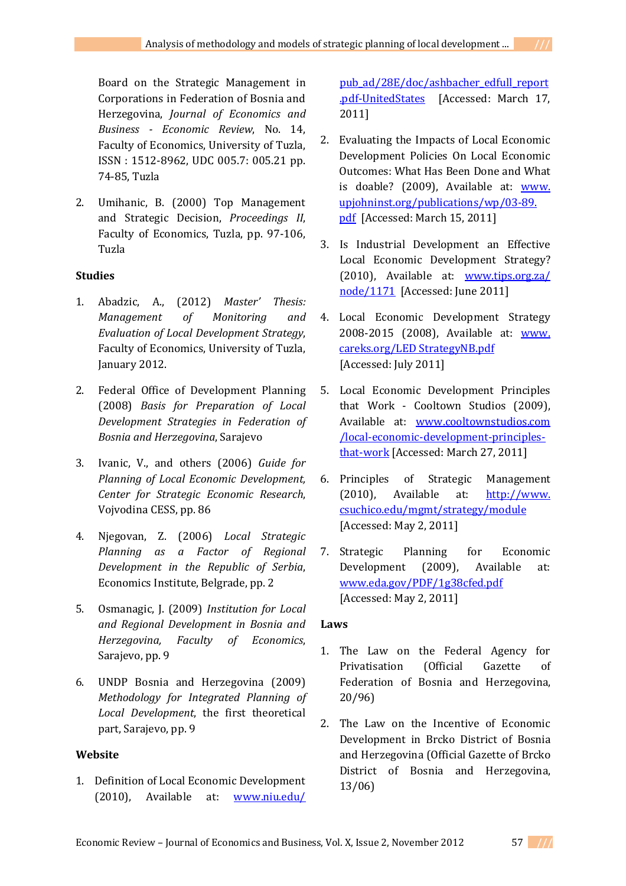Board on the Strategic Management in Corporations in Federation of Bosnia and Herzegovina, *Journal of Economics and Business - Economic Review*, No. 14, Faculty of Economics, University of Tuzla, ISSN : 1512-8962, UDC 005.7: 005.21 pp. 74-85, Tuzla

2. Umihanic, B. (2000) Top Management and Strategic Decision, *Proceedings II*, Faculty of Economics, Tuzla, pp. 97-106, Tuzla

**Studies**

1. Abadzic, A., (2012) *Master' Thesis: Management of Monitoring and Evaluation of Local Development Strategy*, Faculty of Economics, University of Tuzla, January 2012.
2. Federal Office of Development Planning (2008) *Basis for Preparation of Local Development Strategies in Federation of Bosnia and Herzegovina*, Sarajevo
3. Ivanic, V., and others (2006) *Guide for Planning of Local Economic Development, Center for Strategic Economic Research*, Vojvodina CESS, pp. 86
4. Njegovan, Z. (2006) *Local Strategic Planning as a Factor of Regional Development in the Republic of Serbia*, Economics Institute, Belgrade, pp. 2
5. Osmanagic, J. (2009) *Institution for Local and Regional Development in Bosnia and Herzegovina, Faculty of Economics*, Sarajevo, pp. 9
6. UNDP Bosnia and Herzegovina (2009) *Methodology for Integrated Planning of Local Development*, the first theoretical part, Sarajevo, pp. 9

**Website**

1. Definition of Local Economic Development (2010), Available at: www.niu.edu/pub_ad/28E/doc/ashbacher_edfull_report.pdf-UnitedStates [Accessed: March 17, 2011]
2. Evaluating the Impacts of Local Economic Development Policies On Local Economic Outcomes: What Has Been Done and What is doable? (2009), Available at: www.upjohninst.org/publications/wp/03-89.pdf [Accessed: March 15, 2011]
3. Is Industrial Development an Effective Local Economic Development Strategy? (2010), Available at: www.tips.org.za/node/1171 [Accessed: June 2011]
4. Local Economic Development Strategy 2008-2015 (2008), Available at: www.careks.org/LED StrategyNB.pdf [Accessed: July 2011]
5. Local Economic Development Principles that Work - Cooltown Studios (2009), Available at: www.cooltownstudios.com/local-economic-development-principles-that-work [Accessed: March 27, 2011]
6. Principles of Strategic Management (2010), Available at: http://www.csuchico.edu/mgmt/strategy/module [Accessed: May 2, 2011]
7. Strategic Planning for Economic Development (2009), Available at: www.eda.gov/PDF/1g38cfed.pdf [Accessed: May 2, 2011]

**Laws**

1. The Law on the Federal Agency for Privatisation (Official Gazette of Federation of Bosnia and Herzegovina, 20/96)
2. The Law on the Incentive of Economic Development in Brcko District of Bosnia and Herzegovina (Official Gazette of Brcko District of Bosnia and Herzegovina, 13/06)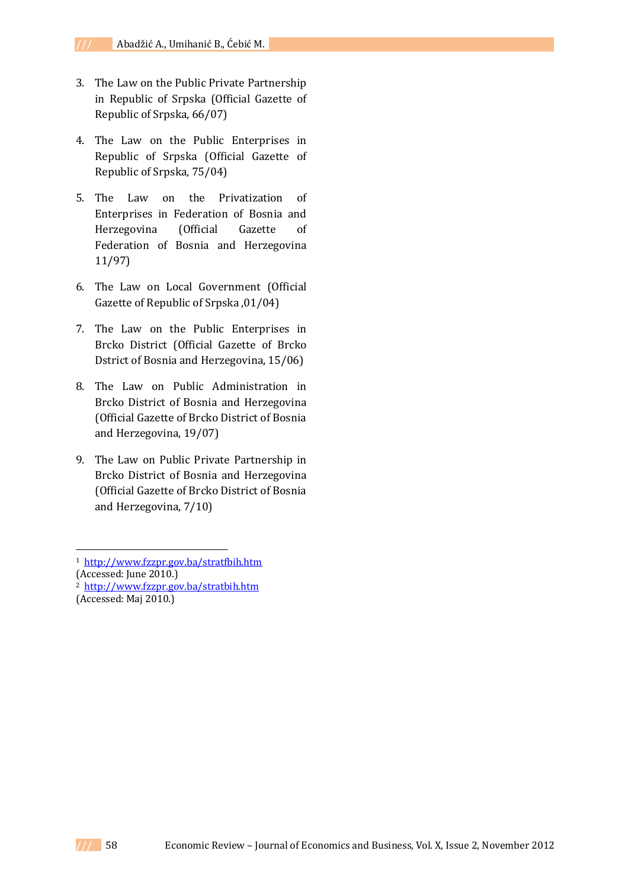3. The Law on the Public Private Partnership in Republic of Srpska (Official Gazette of Republic of Srpska, 66/07)

4. The Law on the Public Enterprises in Republic of Srpska (Official Gazette of Republic of Srpska, 75/04)

5. The Law on the Privatization of Enterprises in Federation of Bosnia and Herzegovina (Official Gazette of Federation of Bosnia and Herzegovina 11/97)

6. The Law on Local Government (Official Gazette of Republic of Srpska ,01/04)

7. The Law on the Public Enterprises in Brcko District (Official Gazette of Brcko Dstrict of Bosnia and Herzegovina, 15/06)

8. The Law on Public Administration in Brcko District of Bosnia and Herzegovina (Official Gazette of Brcko District of Bosnia and Herzegovina, 19/07)

9. The Law on Public Private Partnership in Brcko District of Bosnia and Herzegovina (Official Gazette of Brcko District of Bosnia and Herzegovina, 7/10)

---

[1] http://www.fzzpr.gov.ba/stratfbih.htm (Accessed: June 2010.)

[2] http://www.fzzpr.gov.ba/stratbih.htm (Accessed: Maj 2010.)